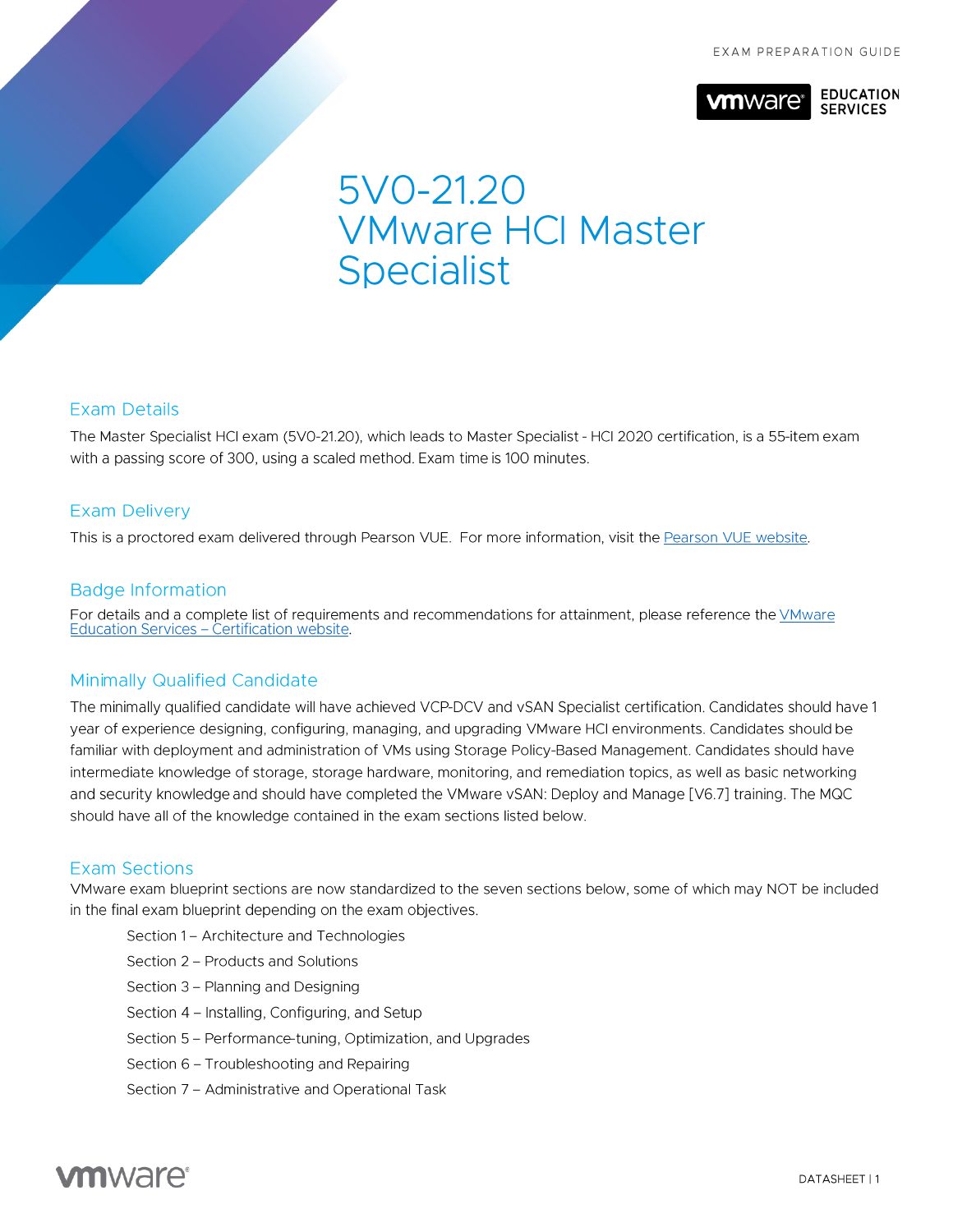EXAM PREPARATION GUIDE

# 5V0-21.20 VMware HCI Master Specialist

## Exam Details

The Master Specialist HCI exam (5V0-21.20), which leads to Master Specialist - HCI 2020 certification, is a 55-item exam with a passing score of 300, using a scaled method. Exam time is 100 minutes.

## Exam Delivery

This is a proctored exam delivered through Pearson VUE. For more information, visit the [Pearson VUE website](#).

## Badge Information

For details and a complete list of requirements and recommendations for attainment, please reference the [VMware Education Services – Certification website](#).

## Minimally Qualified Candidate

The minimally qualified candidate will have achieved VCP-DCV and vSAN Specialist certification. Candidates should have 1 year of experience designing, configuring, managing, and upgrading VMware HCI environments. Candidates should be familiar with deployment and administration of VMs using Storage Policy-Based Management. Candidates should have intermediate knowledge of storage, storage hardware, monitoring, and remediation topics, as well as basic networking and security knowledge and should have completed the VMware vSAN: Deploy and Manage [V6.7] training. The MQC should have all of the knowledge contained in the exam sections listed below.

## Exam Sections

VMware exam blueprint sections are now standardized to the seven sections below, some of which may NOT be included in the final exam blueprint depending on the exam objectives.

- Section 1 – Architecture and Technologies
- Section 2 – Products and Solutions
- Section 3 – Planning and Designing
- Section 4 – Installing, Configuring, and Setup
- Section 5 – Performance-tuning, Optimization, and Upgrades
- Section 6 – Troubleshooting and Repairing
- Section 7 – Administrative and Operational Task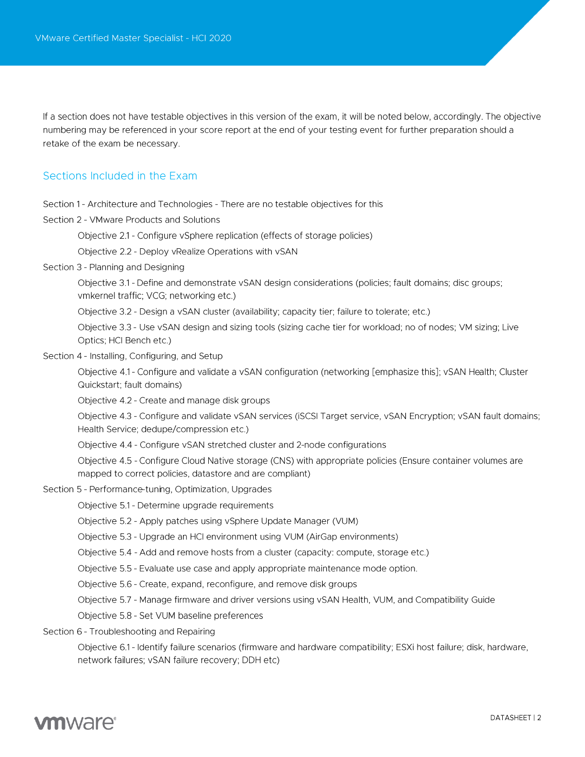If a section does not have testable objectives in this version of the exam, it will be noted below, accordingly. The objective numbering may be referenced in your score report at the end of your testing event for further preparation should a retake of the exam be necessary.

## Sections Included in the Exam

Section 1 - Architecture and Technologies - There are no testable objectives for this

Section 2 - VMware Products and Solutions

- Objective 2.1 - Configure vSphere replication (effects of storage policies)
- Objective 2.2 - Deploy vRealize Operations with vSAN

Section 3 - Planning and Designing

- Objective 3.1 - Define and demonstrate vSAN design considerations (policies; fault domains; disc groups; vmkernel traffic; VCG; networking etc.)
- Objective 3.2 - Design a vSAN cluster (availability; capacity tier; failure to tolerate; etc.)
- Objective 3.3 - Use vSAN design and sizing tools (sizing cache tier for workload; no of nodes; VM sizing; Live Optics; HCI Bench etc.)

Section 4 - Installing, Configuring, and Setup

- Objective 4.1 - Configure and validate a vSAN configuration (networking [emphasize this]; vSAN Health; Cluster Quickstart; fault domains)
- Objective 4.2 - Create and manage disk groups
- Objective 4.3 - Configure and validate vSAN services (iSCSI Target service, vSAN Encryption; vSAN fault domains; Health Service; dedupe/compression etc.)
- Objective 4.4 - Configure vSAN stretched cluster and 2-node configurations
- Objective 4.5 - Configure Cloud Native storage (CNS) with appropriate policies (Ensure container volumes are mapped to correct policies, datastore and are compliant)

Section 5 - Performance-tuning, Optimization, Upgrades

- Objective 5.1 - Determine upgrade requirements
- Objective 5.2 - Apply patches using vSphere Update Manager (VUM)
- Objective 5.3 - Upgrade an HCI environment using VUM (AirGap environments)
- Objective 5.4 - Add and remove hosts from a cluster (capacity: compute, storage etc.)
- Objective 5.5 - Evaluate use case and apply appropriate maintenance mode option.
- Objective 5.6 - Create, expand, reconfigure, and remove disk groups
- Objective 5.7 - Manage firmware and driver versions using vSAN Health, VUM, and Compatibility Guide
- Objective 5.8 - Set VUM baseline preferences

Section 6 - Troubleshooting and Repairing

- Objective 6.1 - Identify failure scenarios (firmware and hardware compatibility; ESXi host failure; disk, hardware, network failures; vSAN failure recovery; DDH etc)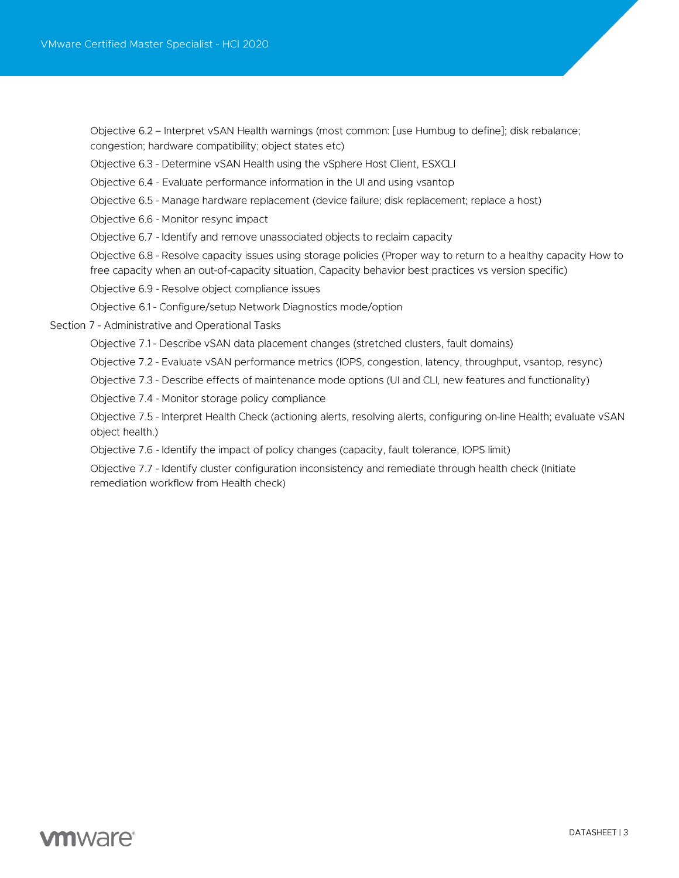Objective 6.2 – Interpret vSAN Health warnings (most common: [use Humbug to define]; disk rebalance; congestion; hardware compatibility; object states etc)

Objective 6.3 - Determine vSAN Health using the vSphere Host Client, ESXCLI

Objective 6.4 - Evaluate performance information in the UI and using vsantop

Objective 6.5 - Manage hardware replacement (device failure; disk replacement; replace a host)

Objective 6.6 - Monitor resync impact

Objective 6.7 - Identify and remove unassociated objects to reclaim capacity

Objective 6.8 - Resolve capacity issues using storage policies (Proper way to return to a healthy capacity How to free capacity when an out-of-capacity situation, Capacity behavior best practices vs version specific)

Objective 6.9 - Resolve object compliance issues

Objective 6.1 - Configure/setup Network Diagnostics mode/option

Section 7 - Administrative and Operational Tasks

Objective 7.1 - Describe vSAN data placement changes (stretched clusters, fault domains)

Objective 7.2 - Evaluate vSAN performance metrics (IOPS, congestion, latency, throughput, vsantop, resync)

Objective 7.3 - Describe effects of maintenance mode options (UI and CLI, new features and functionality)

Objective 7.4 - Monitor storage policy compliance

Objective 7.5 - Interpret Health Check (actioning alerts, resolving alerts, configuring on-line Health; evaluate vSAN object health.)

Objective 7.6 - Identify the impact of policy changes (capacity, fault tolerance, IOPS limit)

Objective 7.7 - Identify cluster configuration inconsistency and remediate through health check (Initiate remediation workflow from Health check)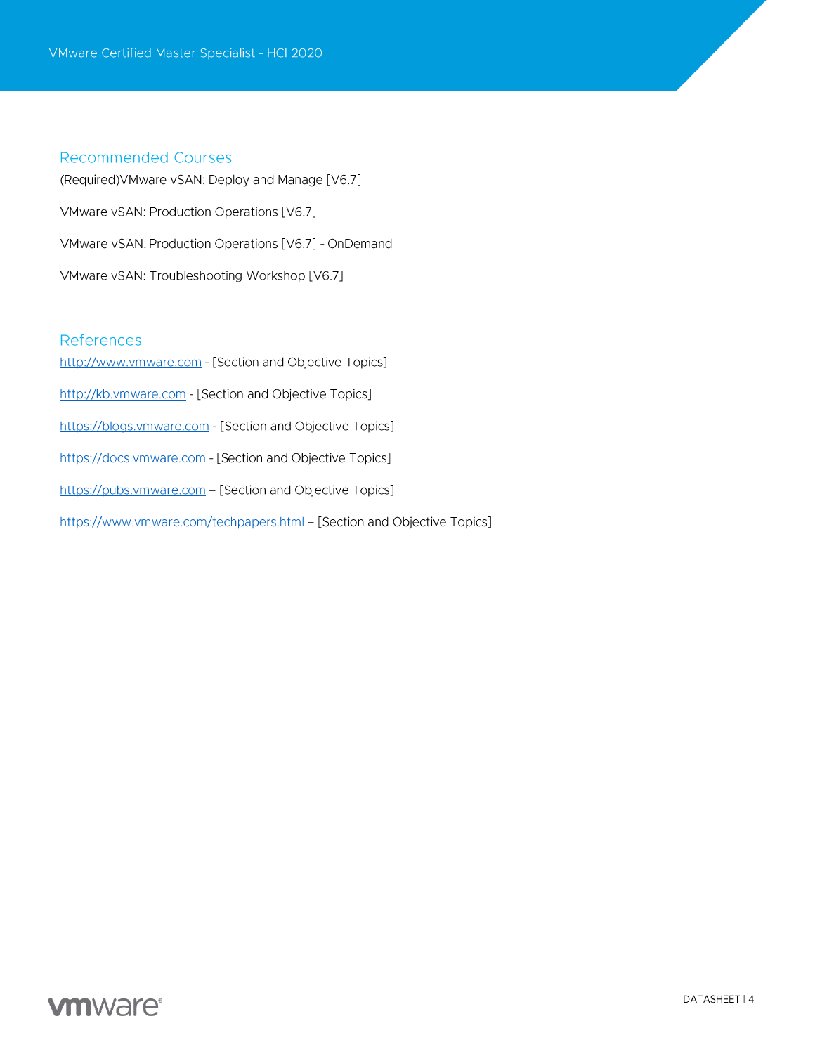## Recommended Courses

(Required)VMware vSAN: Deploy and Manage [V6.7]

VMware vSAN: Production Operations [V6.7]

VMware vSAN: Production Operations [V6.7] - OnDemand

VMware vSAN: Troubleshooting Workshop [V6.7]

## References

http://www.vmware.com - [Section and Objective Topics]

http://kb.vmware.com - [Section and Objective Topics]

https://blogs.vmware.com - [Section and Objective Topics]

https://docs.vmware.com - [Section and Objective Topics]

https://pubs.vmware.com – [Section and Objective Topics]

https://www.vmware.com/techpapers.html – [Section and Objective Topics]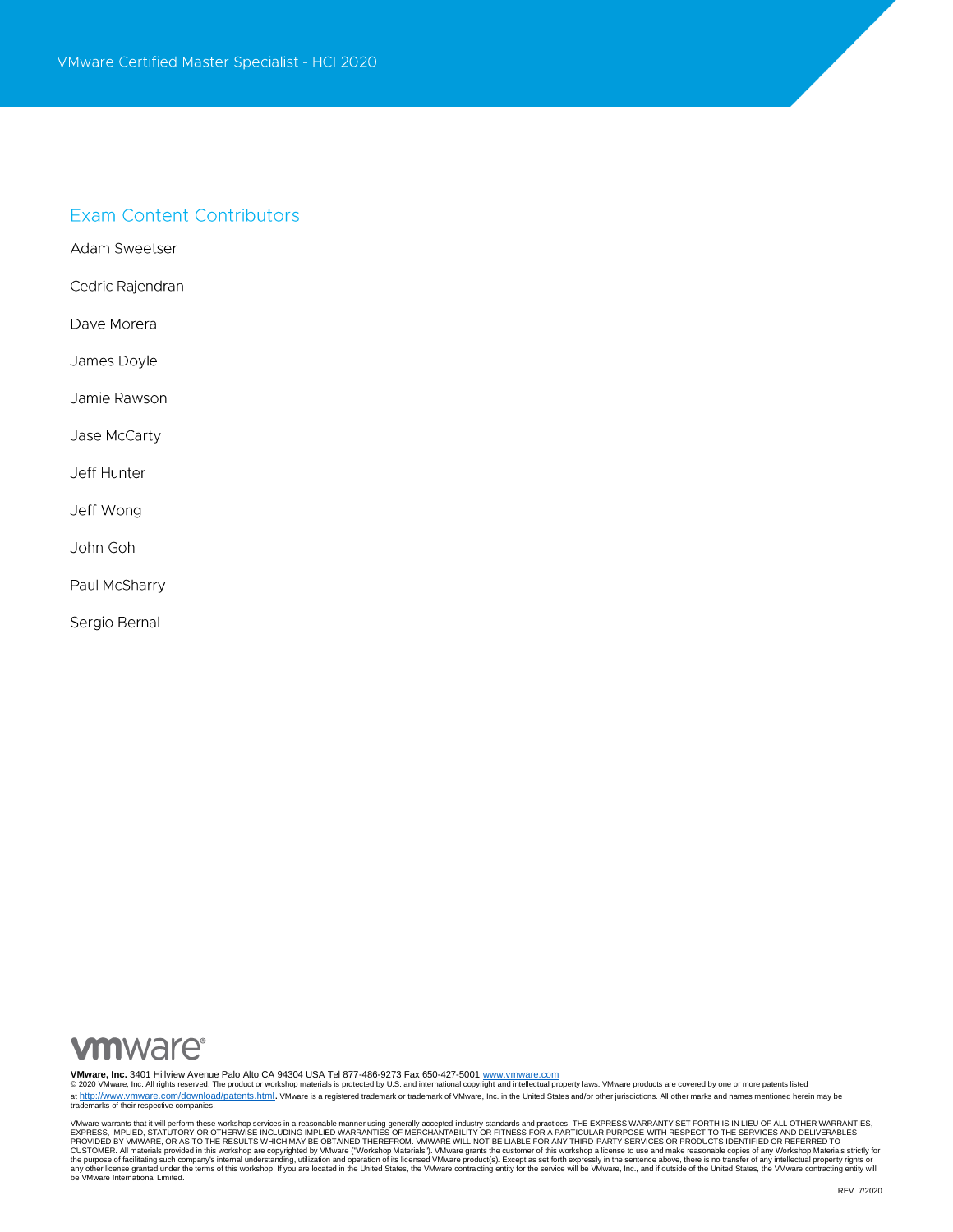## Exam Content Contributors

Adam Sweetser

Cedric Rajendran

Dave Morera

James Doyle

Jamie Rawson

Jase McCarty

Jeff Hunter

Jeff Wong

John Goh

Paul McSharry

Sergio Bernal

**VMware, Inc.** 3401 Hillview Avenue Palo Alto CA 94304 USA Tel 877-486-9273 Fax 650-427-5001 www.vmware.com
© 2020 VMware, Inc. All rights reserved. The product or workshop materials is protected by U.S. and international copyright and intellectual property laws. VMware products are covered by one or more patents listed at http://www.vmware.com/download/patents.html. VMware is a registered trademark or trademark of VMware, Inc. in the United States and/or other jurisdictions. All other marks and names mentioned herein may be trademarks of their respective companies.

VMware warrants that it will perform these workshop services in a reasonable manner using generally accepted industry standards and practices. THE EXPRESS WARRANTY SET FORTH IS IN LIEU OF ALL OTHER WARRANTIES, EXPRESS, IMPLIED, STATUTORY OR OTHERWISE INCLUDING IMPLIED WARRANTIES OF MERCHANTABILITY OR FITNESS FOR A PARTICULAR PURPOSE WITH RESPECT TO THE SERVICES AND DELIVERABLES PROVIDED BY VMWARE, OR AS TO THE RESULTS WHICH MAY BE OBTAINED THEREFROM. VMWARE WILL NOT BE LIABLE FOR ANY THIRD-PARTY SERVICES OR PRODUCTS IDENTIFIED OR REFERRED TO CUSTOMER. All materials provided in this workshop are copyrighted by VMware ("Workshop Materials"). VMware grants the customer of this workshop a license to use and make reasonable copies of any Workshop Materials strictly for the purpose of facilitating such company's internal understanding, utilization and operation of its licensed VMware product(s). Except as set forth expressly in the sentence above, there is no transfer of any intellectual property rights or any other license granted under the terms of this workshop. If you are located in the United States, the VMware contracting entity for the service will be VMware, Inc., and if outside of the United States, the VMware contracting entity will be VMware International Limited.

REV. 7/2020